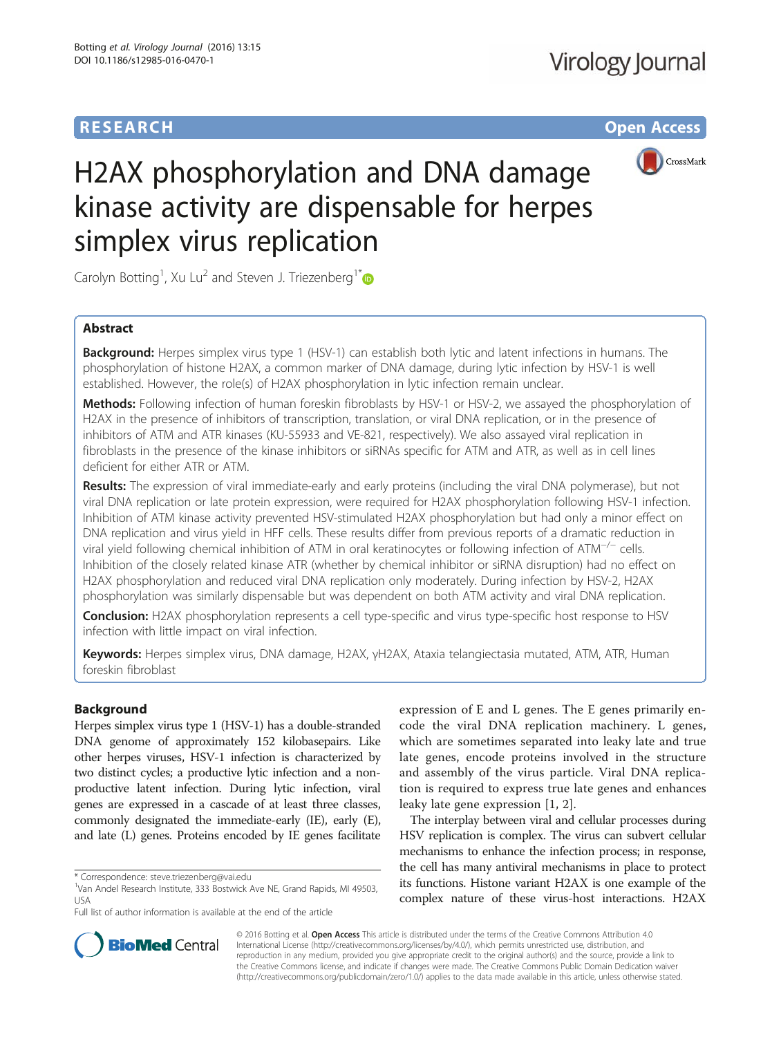RESEARCH Open Access

# H2AX phosphorylation and DNA damage kinase activity are dispensable for herpes simplex virus replication

Carolyn Botting[1], Xu Lu[2] and Steven J. Triezenberg[1*]

## Abstract

**Background:** Herpes simplex virus type 1 (HSV-1) can establish both lytic and latent infections in humans. The phosphorylation of histone H2AX, a common marker of DNA damage, during lytic infection by HSV-1 is well established. However, the role(s) of H2AX phosphorylation in lytic infection remain unclear.

**Methods:** Following infection of human foreskin fibroblasts by HSV-1 or HSV-2, we assayed the phosphorylation of H2AX in the presence of inhibitors of transcription, translation, or viral DNA replication, or in the presence of inhibitors of ATM and ATR kinases (KU-55933 and VE-821, respectively). We also assayed viral replication in fibroblasts in the presence of the kinase inhibitors or siRNAs specific for ATM and ATR, as well as in cell lines deficient for either ATR or ATM.

**Results:** The expression of viral immediate-early and early proteins (including the viral DNA polymerase), but not viral DNA replication or late protein expression, were required for H2AX phosphorylation following HSV-1 infection. Inhibition of ATM kinase activity prevented HSV-stimulated H2AX phosphorylation but had only a minor effect on DNA replication and virus yield in HFF cells. These results differ from previous reports of a dramatic reduction in viral yield following chemical inhibition of ATM in oral keratinocytes or following infection of $ATM^{-/-}$ cells. Inhibition of the closely related kinase ATR (whether by chemical inhibitor or siRNA disruption) had no effect on H2AX phosphorylation and reduced viral DNA replication only moderately. During infection by HSV-2, H2AX phosphorylation was similarly dispensable but was dependent on both ATM activity and viral DNA replication.

**Conclusion:** H2AX phosphorylation represents a cell type-specific and virus type-specific host response to HSV infection with little impact on viral infection.

**Keywords:** Herpes simplex virus, DNA damage, H2AX, γH2AX, Ataxia telangiectasia mutated, ATM, ATR, Human foreskin fibroblast

## Background

Herpes simplex virus type 1 (HSV-1) has a double-stranded DNA genome of approximately 152 kilobasepairs. Like other herpes viruses, HSV-1 infection is characterized by two distinct cycles; a productive lytic infection and a non-productive latent infection. During lytic infection, viral genes are expressed in a cascade of at least three classes, commonly designated the immediate-early (IE), early (E), and late (L) genes. Proteins encoded by IE genes facilitate expression of E and L genes. The E genes primarily encode the viral DNA replication machinery. L genes, which are sometimes separated into leaky late and true late genes, encode proteins involved in the structure and assembly of the virus particle. Viral DNA replication is required to express true late genes and enhances leaky late gene expression [1, 2].

The interplay between viral and cellular processes during HSV replication is complex. The virus can subvert cellular mechanisms to enhance the infection process; in response, the cell has many antiviral mechanisms in place to protect its functions. Histone variant H2AX is one example of the complex nature of these virus-host interactions. H2AX

* Correspondence: steve.triezenberg@vai.edu
[1]Van Andel Research Institute, 333 Bostwick Ave NE, Grand Rapids, MI 49503, USA
Full list of author information is available at the end of the article

© 2016 Botting et al. **Open Access** This article is distributed under the terms of the Creative Commons Attribution 4.0 International License (http://creativecommons.org/licenses/by/4.0/), which permits unrestricted use, distribution, and reproduction in any medium, provided you give appropriate credit to the original author(s) and the source, provide a link to the Creative Commons license, and indicate if changes were made. The Creative Commons Public Domain Dedication waiver (http://creativecommons.org/publicdomain/zero/1.0/) applies to the data made available in this article, unless otherwise stated.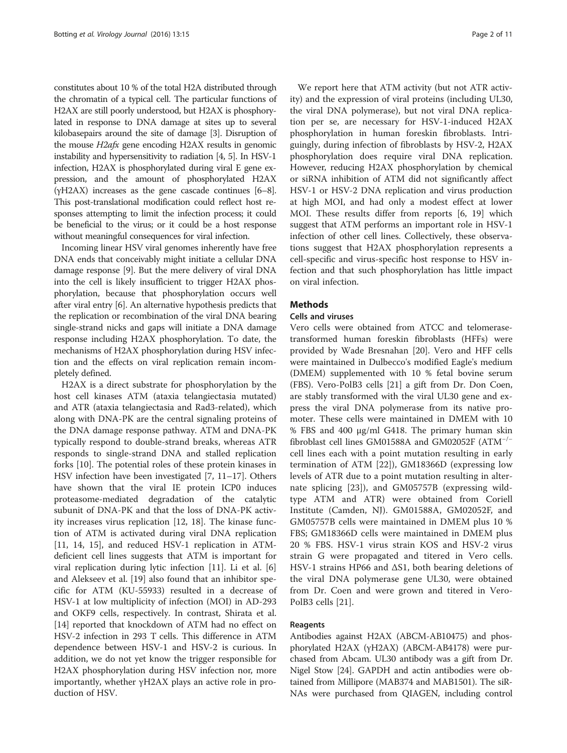constitutes about 10 % of the total H2A distributed through the chromatin of a typical cell. The particular functions of H2AX are still poorly understood, but H2AX is phosphorylated in response to DNA damage at sites up to several kilobasepairs around the site of damage [3]. Disruption of the mouse *H2afx* gene encoding H2AX results in genomic instability and hypersensitivity to radiation [4, 5]. In HSV-1 infection, H2AX is phosphorylated during viral E gene expression, and the amount of phosphorylated H2AX (γH2AX) increases as the gene cascade continues [6–8]. This post-translational modification could reflect host responses attempting to limit the infection process; it could be beneficial to the virus; or it could be a host response without meaningful consequences for viral infection.

Incoming linear HSV viral genomes inherently have free DNA ends that conceivably might initiate a cellular DNA damage response [9]. But the mere delivery of viral DNA into the cell is likely insufficient to trigger H2AX phosphorylation, because that phosphorylation occurs well after viral entry [6]. An alternative hypothesis predicts that the replication or recombination of the viral DNA bearing single-strand nicks and gaps will initiate a DNA damage response including H2AX phosphorylation. To date, the mechanisms of H2AX phosphorylation during HSV infection and the effects on viral replication remain incompletely defined.

H2AX is a direct substrate for phosphorylation by the host cell kinases ATM (ataxia telangiectasia mutated) and ATR (ataxia telangiectasia and Rad3-related), which along with DNA-PK are the central signaling proteins of the DNA damage response pathway. ATM and DNA-PK typically respond to double-strand breaks, whereas ATR responds to single-strand DNA and stalled replication forks [10]. The potential roles of these protein kinases in HSV infection have been investigated [7, 11–17]. Others have shown that the viral IE protein ICP0 induces proteasome-mediated degradation of the catalytic subunit of DNA-PK and that the loss of DNA-PK activity increases virus replication [12, 18]. The kinase function of ATM is activated during viral DNA replication [11, 14, 15], and reduced HSV-1 replication in ATM-deficient cell lines suggests that ATM is important for viral replication during lytic infection [11]. Li et al. [6] and Alekseev et al. [19] also found that an inhibitor specific for ATM (KU-55933) resulted in a decrease of HSV-1 at low multiplicity of infection (MOI) in AD-293 and OKF9 cells, respectively. In contrast, Shirata et al. [14] reported that knockdown of ATM had no effect on HSV-2 infection in 293 T cells. This difference in ATM dependence between HSV-1 and HSV-2 is curious. In addition, we do not yet know the trigger responsible for H2AX phosphorylation during HSV infection nor, more importantly, whether γH2AX plays an active role in production of HSV.

We report here that ATM activity (but not ATR activity) and the expression of viral proteins (including UL30, the viral DNA polymerase), but not viral DNA replication per se, are necessary for HSV-1-induced H2AX phosphorylation in human foreskin fibroblasts. Intriguingly, during infection of fibroblasts by HSV-2, H2AX phosphorylation does require viral DNA replication. However, reducing H2AX phosphorylation by chemical or siRNA inhibition of ATM did not significantly affect HSV-1 or HSV-2 DNA replication and virus production at high MOI, and had only a modest effect at lower MOI. These results differ from reports [6, 19] which suggest that ATM performs an important role in HSV-1 infection of other cell lines. Collectively, these observations suggest that H2AX phosphorylation represents a cell-specific and virus-specific host response to HSV infection and that such phosphorylation has little impact on viral infection.

## Methods

### Cells and viruses

Vero cells were obtained from ATCC and telomerase-transformed human foreskin fibroblasts (HFFs) were provided by Wade Bresnahan [20]. Vero and HFF cells were maintained in Dulbecco's modified Eagle's medium (DMEM) supplemented with 10 % fetal bovine serum (FBS). Vero-PolB3 cells [21] a gift from Dr. Don Coen, are stably transformed with the viral UL30 gene and express the viral DNA polymerase from its native promoter. These cells were maintained in DMEM with 10 % FBS and 400 μg/ml G418. The primary human skin fibroblast cell lines GM01588A and GM02052F (ATM$^{-/-}$ cell lines each with a point mutation resulting in early termination of ATM [22]), GM18366D (expressing low levels of ATR due to a point mutation resulting in alternate splicing [23]), and GM05757B (expressing wild-type ATM and ATR) were obtained from Coriell Institute (Camden, NJ). GM01588A, GM02052F, and GM05757B cells were maintained in DMEM plus 10 % FBS; GM18366D cells were maintained in DMEM plus 20 % FBS. HSV-1 virus strain KOS and HSV-2 virus strain G were propagated and titered in Vero cells. HSV-1 strains HP66 and ΔS1, both bearing deletions of the viral DNA polymerase gene UL30, were obtained from Dr. Coen and were grown and titered in Vero-PolB3 cells [21].

### Reagents

Antibodies against H2AX (ABCM-AB10475) and phosphorylated H2AX (γH2AX) (ABCM-AB4178) were purchased from Abcam. UL30 antibody was a gift from Dr. Nigel Stow [24]. GAPDH and actin antibodies were obtained from Millipore (MAB374 and MAB1501). The siRNAs were purchased from QIAGEN, including control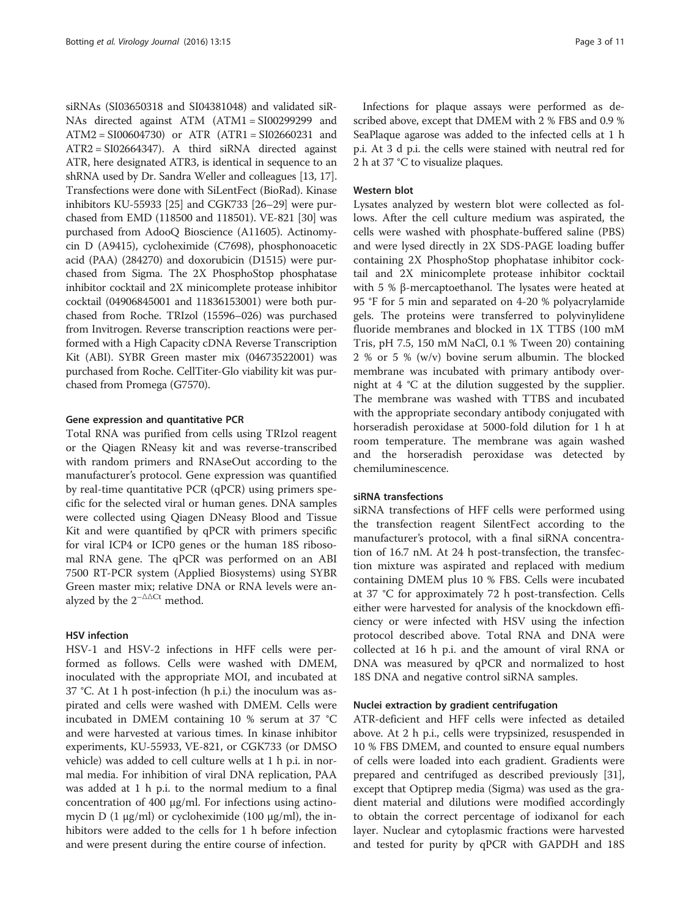siRNAs (SI03650318 and SI04381048) and validated siRNAs directed against ATM (ATM1 = SI00299299 and ATM2 = SI00604730) or ATR (ATR1 = SI02660231 and ATR2 = SI02664347). A third siRNA directed against ATR, here designated ATR3, is identical in sequence to an shRNA used by Dr. Sandra Weller and colleagues [13, 17]. Transfections were done with SiLentFect (BioRad). Kinase inhibitors KU-55933 [25] and CGK733 [26–29] were purchased from EMD (118500 and 118501). VE-821 [30] was purchased from AdooQ Bioscience (A11605). Actinomycin D (A9415), cycloheximide (C7698), phosphonoacetic acid (PAA) (284270) and doxorubicin (D1515) were purchased from Sigma. The 2X PhosphoStop phosphatase inhibitor cocktail and 2X minicomplete protease inhibitor cocktail (04906845001 and 11836153001) were both purchased from Roche. TRIzol (15596–026) was purchased from Invitrogen. Reverse transcription reactions were performed with a High Capacity cDNA Reverse Transcription Kit (ABI). SYBR Green master mix (04673522001) was purchased from Roche. CellTiter-Glo viability kit was purchased from Promega (G7570).

#### Gene expression and quantitative PCR

Total RNA was purified from cells using TRIzol reagent or the Qiagen RNeasy kit and was reverse-transcribed with random primers and RNAseOut according to the manufacturer's protocol. Gene expression was quantified by real-time quantitative PCR (qPCR) using primers specific for the selected viral or human genes. DNA samples were collected using Qiagen DNeasy Blood and Tissue Kit and were quantified by qPCR with primers specific for viral ICP4 or ICP0 genes or the human 18S ribosomal RNA gene. The qPCR was performed on an ABI 7500 RT-PCR system (Applied Biosystems) using SYBR Green master mix; relative DNA or RNA levels were analyzed by the $2^{-\Delta\Delta Ct}$ method.

#### HSV infection

HSV-1 and HSV-2 infections in HFF cells were performed as follows. Cells were washed with DMEM, inoculated with the appropriate MOI, and incubated at 37 °C. At 1 h post-infection (h p.i.) the inoculum was aspirated and cells were washed with DMEM. Cells were incubated in DMEM containing 10 % serum at 37 °C and were harvested at various times. In kinase inhibitor experiments, KU-55933, VE-821, or CGK733 (or DMSO vehicle) was added to cell culture wells at 1 h p.i. in normal media. For inhibition of viral DNA replication, PAA was added at 1 h p.i. to the normal medium to a final concentration of 400 μg/ml. For infections using actinomycin D (1 μg/ml) or cycloheximide (100 μg/ml), the inhibitors were added to the cells for 1 h before infection and were present during the entire course of infection.

Infections for plaque assays were performed as described above, except that DMEM with 2 % FBS and 0.9 % SeaPlaque agarose was added to the infected cells at 1 h p.i. At 3 d p.i. the cells were stained with neutral red for 2 h at 37 °C to visualize plaques.

#### Western blot

Lysates analyzed by western blot were collected as follows. After the cell culture medium was aspirated, the cells were washed with phosphate-buffered saline (PBS) and were lysed directly in 2X SDS-PAGE loading buffer containing 2X PhosphoStop phophatase inhibitor cocktail and 2X minicomplete protease inhibitor cocktail with 5 % β-mercaptoethanol. The lysates were heated at 95 °F for 5 min and separated on 4-20 % polyacrylamide gels. The proteins were transferred to polyvinylidene fluoride membranes and blocked in 1X TTBS (100 mM Tris, pH 7.5, 150 mM NaCl, 0.1 % Tween 20) containing 2 % or 5 % (w/v) bovine serum albumin. The blocked membrane was incubated with primary antibody overnight at 4 °C at the dilution suggested by the supplier. The membrane was washed with TTBS and incubated with the appropriate secondary antibody conjugated with horseradish peroxidase at 5000-fold dilution for 1 h at room temperature. The membrane was again washed and the horseradish peroxidase was detected by chemiluminescence.

#### siRNA transfections

siRNA transfections of HFF cells were performed using the transfection reagent SilentFect according to the manufacturer's protocol, with a final siRNA concentration of 16.7 nM. At 24 h post-transfection, the transfection mixture was aspirated and replaced with medium containing DMEM plus 10 % FBS. Cells were incubated at 37 °C for approximately 72 h post-transfection. Cells either were harvested for analysis of the knockdown efficiency or were infected with HSV using the infection protocol described above. Total RNA and DNA were collected at 16 h p.i. and the amount of viral RNA or DNA was measured by qPCR and normalized to host 18S DNA and negative control siRNA samples.

#### Nuclei extraction by gradient centrifugation

ATR-deficient and HFF cells were infected as detailed above. At 2 h p.i., cells were trypsinized, resuspended in 10 % FBS DMEM, and counted to ensure equal numbers of cells were loaded into each gradient. Gradients were prepared and centrifuged as described previously [31], except that Optiprep media (Sigma) was used as the gradient material and dilutions were modified accordingly to obtain the correct percentage of iodixanol for each layer. Nuclear and cytoplasmic fractions were harvested and tested for purity by qPCR with GAPDH and 18S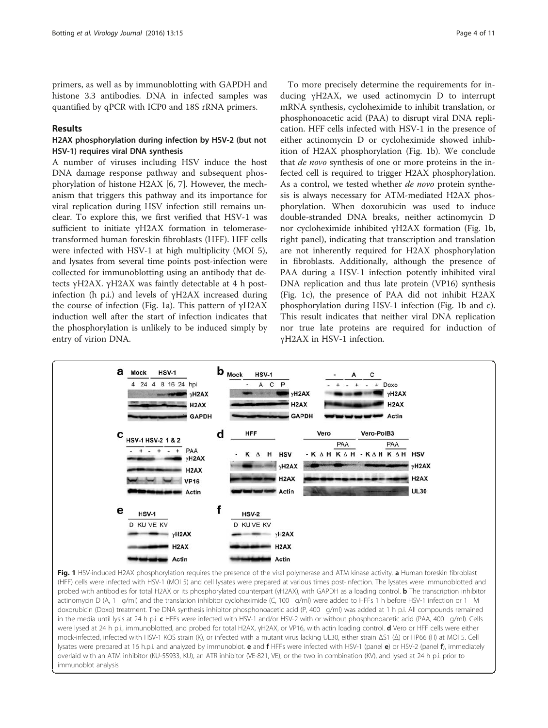primers, as well as by immunoblotting with GAPDH and histone 3.3 antibodies. DNA in infected samples was quantified by qPCR with ICP0 and 18S rRNA primers.

## Results

### H2AX phosphorylation during infection by HSV-2 (but not HSV-1) requires viral DNA synthesis

A number of viruses including HSV induce the host DNA damage response pathway and subsequent phosphorylation of histone H2AX [6, 7]. However, the mechanism that triggers this pathway and its importance for viral replication during HSV infection still remains unclear. To explore this, we first verified that HSV-1 was sufficient to initiate γH2AX formation in telomerase-transformed human foreskin fibroblasts (HFF). HFF cells were infected with HSV-1 at high multiplicity (MOI 5), and lysates from several time points post-infection were collected for immunoblotting using an antibody that detects γH2AX. γH2AX was faintly detectable at 4 h post-infection (h p.i.) and levels of γH2AX increased during the course of infection (Fig. 1a). This pattern of γH2AX induction well after the start of infection indicates that the phosphorylation is unlikely to be induced simply by entry of virion DNA.

To more precisely determine the requirements for inducing γH2AX, we used actinomycin D to interrupt mRNA synthesis, cycloheximide to inhibit translation, or phosphonoacetic acid (PAA) to disrupt viral DNA replication. HFF cells infected with HSV-1 in the presence of either actinomycin D or cycloheximide showed inhibition of H2AX phosphorylation (Fig. 1b). We conclude that *de novo* synthesis of one or more proteins in the infected cell is required to trigger H2AX phosphorylation. As a control, we tested whether *de novo* protein synthesis is always necessary for ATM-mediated H2AX phosphorylation. When doxorubicin was used to induce double-stranded DNA breaks, neither actinomycin D nor cycloheximide inhibited γH2AX formation (Fig. 1b, right panel), indicating that transcription and translation are not inherently required for H2AX phosphorylation in fibroblasts. Additionally, although the presence of PAA during a HSV-1 infection potently inhibited viral DNA replication and thus late protein (VP16) synthesis (Fig. 1c), the presence of PAA did not inhibit H2AX phosphorylation during HSV-1 infection (Fig. 1b and c). This result indicates that neither viral DNA replication nor true late proteins are required for induction of γH2AX in HSV-1 infection.

**Fig. 1** HSV-induced H2AX phosphorylation requires the presence of the viral polymerase and ATM kinase activity. **a** Human foreskin fibroblast (HFF) cells were infected with HSV-1 (MOI 5) and cell lysates were prepared at various times post-infection. The lysates were immunoblotted and probed with antibodies for total H2AX or its phosphorylated counterpart (γH2AX), with GAPDH as a loading control. **b** The transcription inhibitor actinomycin D (A, 1 μg/ml) and the translation inhibitor cycloheximide (C, 100 μg/ml) were added to HFFs 1 h before HSV-1 infection or 1 μM doxorubicin (Doxo) treatment. The DNA synthesis inhibitor phosphonoacetic acid (P, 400 μg/ml) was added at 1 h p.i. All compounds remained in the media until lysis at 24 h p.i. **c** HFFs were infected with HSV-1 and/or HSV-2 with or without phosphonoacetic acid (PAA, 400 μg/ml). Cells were lysed at 24 h p.i., immunoblotted, and probed for total H2AX, γH2AX, or VP16, with actin loading control. **d** Vero or HFF cells were either mock-infected, infected with HSV-1 KOS strain (K), or infected with a mutant virus lacking UL30, either strain ΔS1 (Δ) or HP66 (H) at MOI 5. Cell lysates were prepared at 16 h.p.i. and analyzed by immunoblot. **e** and **f** HFFs were infected with HSV-1 (panel **e**) or HSV-2 (panel **f**), immediately overlaid with an ATM inhibitor (KU-55933, KU), an ATR inhibitor (VE-821, VE), or the two in combination (KV), and lysed at 24 h p.i. prior to immunoblot analysis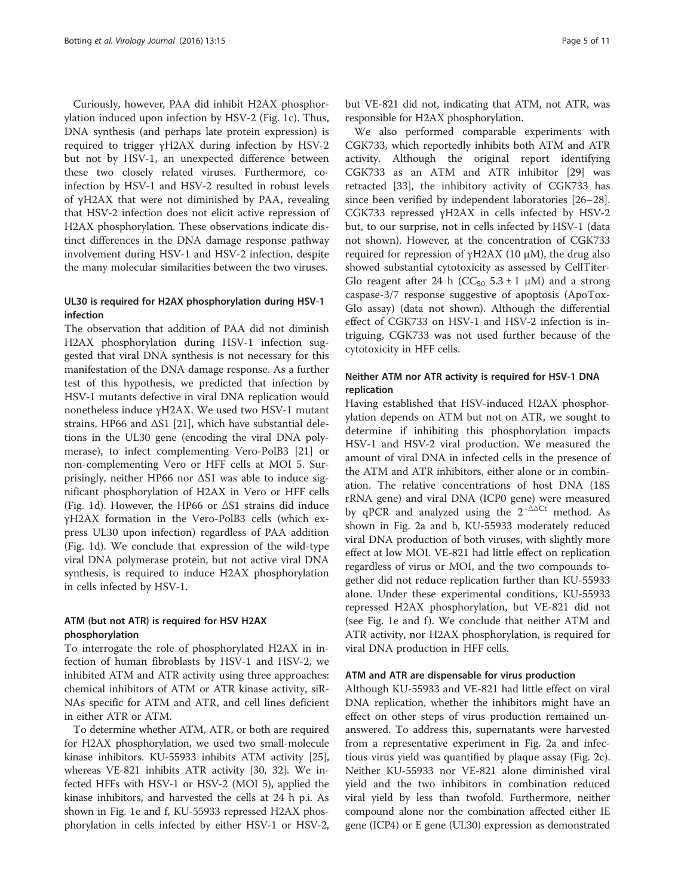Curiously, however, PAA did inhibit H2AX phosphorylation induced upon infection by HSV-2 (Fig. 1c). Thus, DNA synthesis (and perhaps late protein expression) is required to trigger γH2AX during infection by HSV-2 but not by HSV-1, an unexpected difference between these two closely related viruses. Furthermore, co-infection by HSV-1 and HSV-2 resulted in robust levels of γH2AX that were not diminished by PAA, revealing that HSV-2 infection does not elicit active repression of H2AX phosphorylation. These observations indicate distinct differences in the DNA damage response pathway involvement during HSV-1 and HSV-2 infection, despite the many molecular similarities between the two viruses.

### UL30 is required for H2AX phosphorylation during HSV-1 infection

The observation that addition of PAA did not diminish H2AX phosphorylation during HSV-1 infection suggested that viral DNA synthesis is not necessary for this manifestation of the DNA damage response. As a further test of this hypothesis, we predicted that infection by HSV-1 mutants defective in viral DNA replication would nonetheless induce γH2AX. We used two HSV-1 mutant strains, HP66 and ΔS1 [21], which have substantial deletions in the UL30 gene (encoding the viral DNA polymerase), to infect complementing Vero-PolB3 [21] or non-complementing Vero or HFF cells at MOI 5. Surprisingly, neither HP66 nor ΔS1 was able to induce significant phosphorylation of H2AX in Vero or HFF cells (Fig. 1d). However, the HP66 or ΔS1 strains did induce γH2AX formation in the Vero-PolB3 cells (which express UL30 upon infection) regardless of PAA addition (Fig. 1d). We conclude that expression of the wild-type viral DNA polymerase protein, but not active viral DNA synthesis, is required to induce H2AX phosphorylation in cells infected by HSV-1.

### ATM (but not ATR) is required for HSV H2AX phosphorylation

To interrogate the role of phosphorylated H2AX in infection of human fibroblasts by HSV-1 and HSV-2, we inhibited ATM and ATR activity using three approaches: chemical inhibitors of ATM or ATR kinase activity, siRNAs specific for ATM and ATR, and cell lines deficient in either ATR or ATM.

To determine whether ATM, ATR, or both are required for H2AX phosphorylation, we used two small-molecule kinase inhibitors. KU-55933 inhibits ATM activity [25], whereas VE-821 inhibits ATR activity [30, 32]. We infected HFFs with HSV-1 or HSV-2 (MOI 5), applied the kinase inhibitors, and harvested the cells at 24 h p.i. As shown in Fig. 1e and f, KU-55933 repressed H2AX phosphorylation in cells infected by either HSV-1 or HSV-2, but VE-821 did not, indicating that ATM, not ATR, was responsible for H2AX phosphorylation.

We also performed comparable experiments with CGK733, which reportedly inhibits both ATM and ATR activity. Although the original report identifying CGK733 as an ATM and ATR inhibitor [29] was retracted [33], the inhibitory activity of CGK733 has since been verified by independent laboratories [26–28]. CGK733 repressed γH2AX in cells infected by HSV-2 but, to our surprise, not in cells infected by HSV-1 (data not shown). However, at the concentration of CGK733 required for repression of γH2AX (10 μM), the drug also showed substantial cytotoxicity as assessed by CellTiter-Glo reagent after 24 h ($CC_{50}$ 5.3 ± 1 μM) and a strong caspase-3/7 response suggestive of apoptosis (ApoTox-Glo assay) (data not shown). Although the differential effect of CGK733 on HSV-1 and HSV-2 infection is intriguing, CGK733 was not used further because of the cytotoxicity in HFF cells.

### Neither ATM nor ATR activity is required for HSV-1 DNA replication

Having established that HSV-induced H2AX phosphorylation depends on ATM but not on ATR, we sought to determine if inhibiting this phosphorylation impacts HSV-1 and HSV-2 viral production. We measured the amount of viral DNA in infected cells in the presence of the ATM and ATR inhibitors, either alone or in combination. The relative concentrations of host DNA (18S rRNA gene) and viral DNA (ICP0 gene) were measured by qPCR and analyzed using the $2^{-\Delta\Delta Ct}$ method. As shown in Fig. 2a and b, KU-55933 moderately reduced viral DNA production of both viruses, with slightly more effect at low MOI. VE-821 had little effect on replication regardless of virus or MOI, and the two compounds together did not reduce replication further than KU-55933 alone. Under these experimental conditions, KU-55933 repressed H2AX phosphorylation, but VE-821 did not (see Fig. 1e and f). We conclude that neither ATM and ATR activity, nor H2AX phosphorylation, is required for viral DNA production in HFF cells.

### ATM and ATR are dispensable for virus production

Although KU-55933 and VE-821 had little effect on viral DNA replication, whether the inhibitors might have an effect on other steps of virus production remained unanswered. To address this, supernatants were harvested from a representative experiment in Fig. 2a and infectious virus yield was quantified by plaque assay (Fig. 2c). Neither KU-55933 nor VE-821 alone diminished viral yield and the two inhibitors in combination reduced viral yield by less than twofold. Furthermore, neither compound alone nor the combination affected either IE gene (ICP4) or E gene (UL30) expression as demonstrated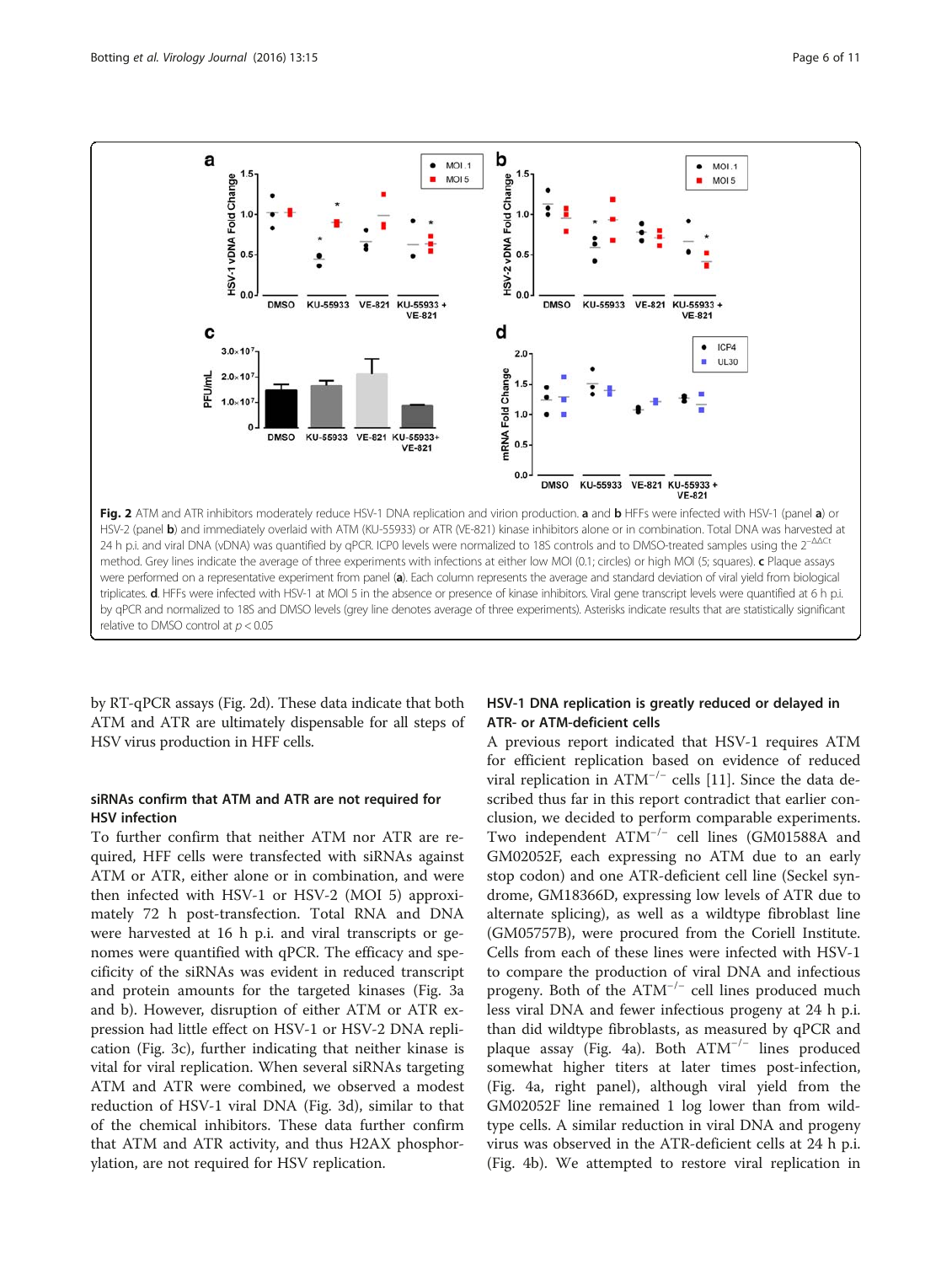**Fig. 2** ATM and ATR inhibitors moderately reduce HSV-1 DNA replication and virion production. **a** and **b** HFFs were infected with HSV-1 (panel **a**) or HSV-2 (panel **b**) and immediately overlaid with ATM (KU-55933) or ATR (VE-821) kinase inhibitors alone or in combination. Total DNA was harvested at 24 h p.i. and viral DNA (vDNA) was quantified by qPCR. ICP0 levels were normalized to 18S controls and to DMSO-treated samples using the $2^{-\Delta\Delta Ct}$ method. Grey lines indicate the average of three experiments with infections at either low MOI (0.1; circles) or high MOI (5; squares). **c** Plaque assays were performed on a representative experiment from panel (**a**). Each column represents the average and standard deviation of viral yield from biological triplicates. **d** HFFs were infected with HSV-1 at MOI 5 in the absence or presence of kinase inhibitors. Viral gene transcript levels were quantified at 6 h p.i. by qPCR and normalized to 18S and DMSO levels (grey line denotes average of three experiments). Asterisks indicate results that are statistically significant relative to DMSO control at $p < 0.05$

by RT-qPCR assays (Fig. 2d). These data indicate that both ATM and ATR are ultimately dispensable for all steps of HSV virus production in HFF cells.

### siRNAs confirm that ATM and ATR are not required for HSV infection

To further confirm that neither ATM nor ATR are required, HFF cells were transfected with siRNAs against ATM or ATR, either alone or in combination, and were then infected with HSV-1 or HSV-2 (MOI 5) approximately 72 h post-transfection. Total RNA and DNA were harvested at 16 h p.i. and viral transcripts or genomes were quantified with qPCR. The efficacy and specificity of the siRNAs was evident in reduced transcript and protein amounts for the targeted kinases (Fig. 3a and b). However, disruption of either ATM or ATR expression had little effect on HSV-1 or HSV-2 DNA replication (Fig. 3c), further indicating that neither kinase is vital for viral replication. When several siRNAs targeting ATM and ATR were combined, we observed a modest reduction of HSV-1 viral DNA (Fig. 3d), similar to that of the chemical inhibitors. These data further confirm that ATM and ATR activity, and thus H2AX phosphorylation, are not required for HSV replication.

### HSV-1 DNA replication is greatly reduced or delayed in ATR- or ATM-deficient cells

A previous report indicated that HSV-1 requires ATM for efficient replication based on evidence of reduced viral replication in $ATM^{-/-}$ cells [11]. Since the data described thus far in this report contradict that earlier conclusion, we decided to perform comparable experiments. Two independent $ATM^{-/-}$ cell lines (GM01588A and GM02052F, each expressing no ATM due to an early stop codon) and one ATR-deficient cell line (Seckel syndrome, GM18366D, expressing low levels of ATR due to alternate splicing), as well as a wildtype fibroblast line (GM05757B), were procured from the Coriell Institute. Cells from each of these lines were infected with HSV-1 to compare the production of viral DNA and infectious progeny. Both of the $ATM^{-/-}$ cell lines produced much less viral DNA and fewer infectious progeny at 24 h p.i. than did wildtype fibroblasts, as measured by qPCR and plaque assay (Fig. 4a). Both $ATM^{-/-}$ lines produced somewhat higher titers at later times post-infection, (Fig. 4a, right panel), although viral yield from the GM02052F line remained 1 log lower than from wildtype cells. A similar reduction in viral DNA and progeny virus was observed in the ATR-deficient cells at 24 h p.i. (Fig. 4b). We attempted to restore viral replication in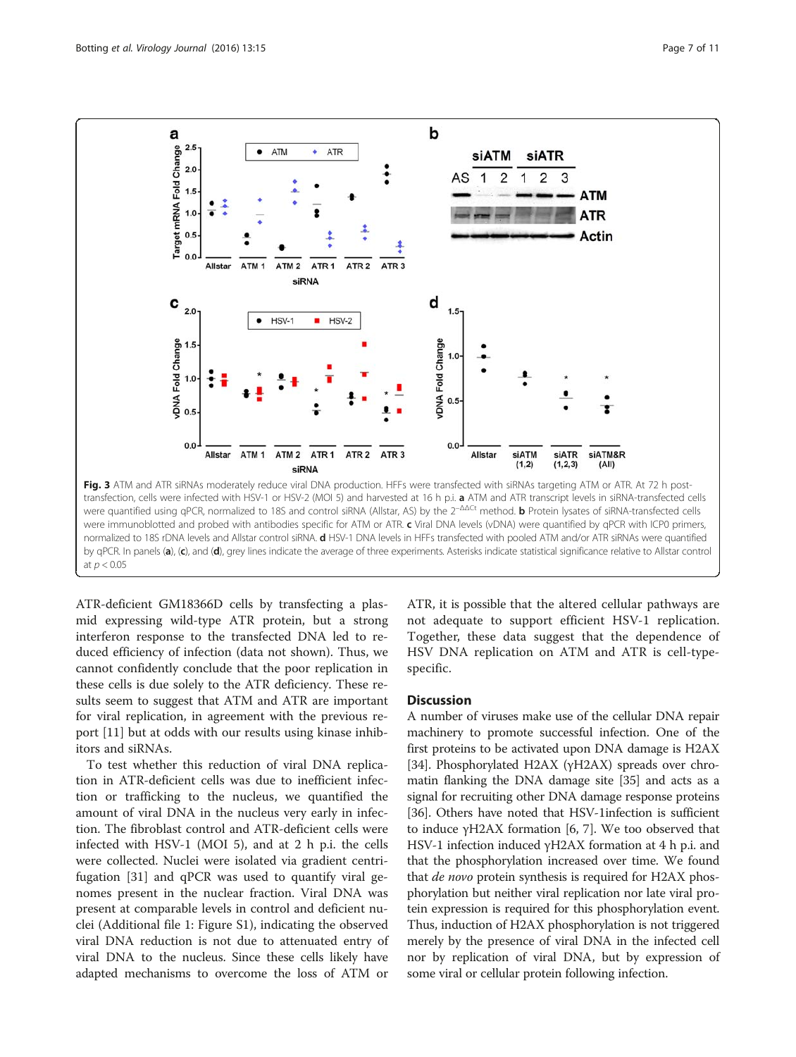**Fig. 3** ATM and ATR siRNAs moderately reduce viral DNA production. HFFs were transfected with siRNAs targeting ATM or ATR. At 72 h post-transfection, cells were infected with HSV-1 or HSV-2 (MOI 5) and harvested at 16 h p.i. **a** ATM and ATR transcript levels in siRNA-transfected cells were quantified using qPCR, normalized to 18S and control siRNA (Allstar, AS) by the $2^{-\Delta\Delta Ct}$ method. **b** Protein lysates of siRNA-transfected cells were immunoblotted and probed with antibodies specific for ATM or ATR. **c** Viral DNA levels (vDNA) were quantified by qPCR with ICP0 primers, normalized to 18S rDNA levels and Allstar control siRNA. **d** HSV-1 DNA levels in HFFs transfected with pooled ATM and/or ATR siRNAs were quantified by qPCR. In panels (**a**), (**c**), and (**d**), grey lines indicate the average of three experiments. Asterisks indicate statistical significance relative to Allstar control at $p < 0.05$

ATR-deficient GM18366D cells by transfecting a plasmid expressing wild-type ATR protein, but a strong interferon response to the transfected DNA led to reduced efficiency of infection (data not shown). Thus, we cannot confidently conclude that the poor replication in these cells is due solely to the ATR deficiency. These results seem to suggest that ATM and ATR are important for viral replication, in agreement with the previous report [11] but at odds with our results using kinase inhibitors and siRNAs.

To test whether this reduction of viral DNA replication in ATR-deficient cells was due to inefficient infection or trafficking to the nucleus, we quantified the amount of viral DNA in the nucleus very early in infection. The fibroblast control and ATR-deficient cells were infected with HSV-1 (MOI 5), and at 2 h p.i. the cells were collected. Nuclei were isolated via gradient centrifugation [31] and qPCR was used to quantify viral genomes present in the nuclear fraction. Viral DNA was present at comparable levels in control and deficient nuclei (Additional file 1: Figure S1), indicating the observed viral DNA reduction is not due to attenuated entry of viral DNA to the nucleus. Since these cells likely have adapted mechanisms to overcome the loss of ATM or ATR, it is possible that the altered cellular pathways are not adequate to support efficient HSV-1 replication. Together, these data suggest that the dependence of HSV DNA replication on ATM and ATR is cell-type-specific.

## Discussion

A number of viruses make use of the cellular DNA repair machinery to promote successful infection. One of the first proteins to be activated upon DNA damage is H2AX [34]. Phosphorylated H2AX (γH2AX) spreads over chromatin flanking the DNA damage site [35] and acts as a signal for recruiting other DNA damage response proteins [36]. Others have noted that HSV-1infection is sufficient to induce γH2AX formation [6, 7]. We too observed that HSV-1 infection induced γH2AX formation at 4 h p.i. and that the phosphorylation increased over time. We found that *de novo* protein synthesis is required for H2AX phosphorylation but neither viral replication nor late viral protein expression is required for this phosphorylation event. Thus, induction of H2AX phosphorylation is not triggered merely by the presence of viral DNA in the infected cell nor by replication of viral DNA, but by expression of some viral or cellular protein following infection.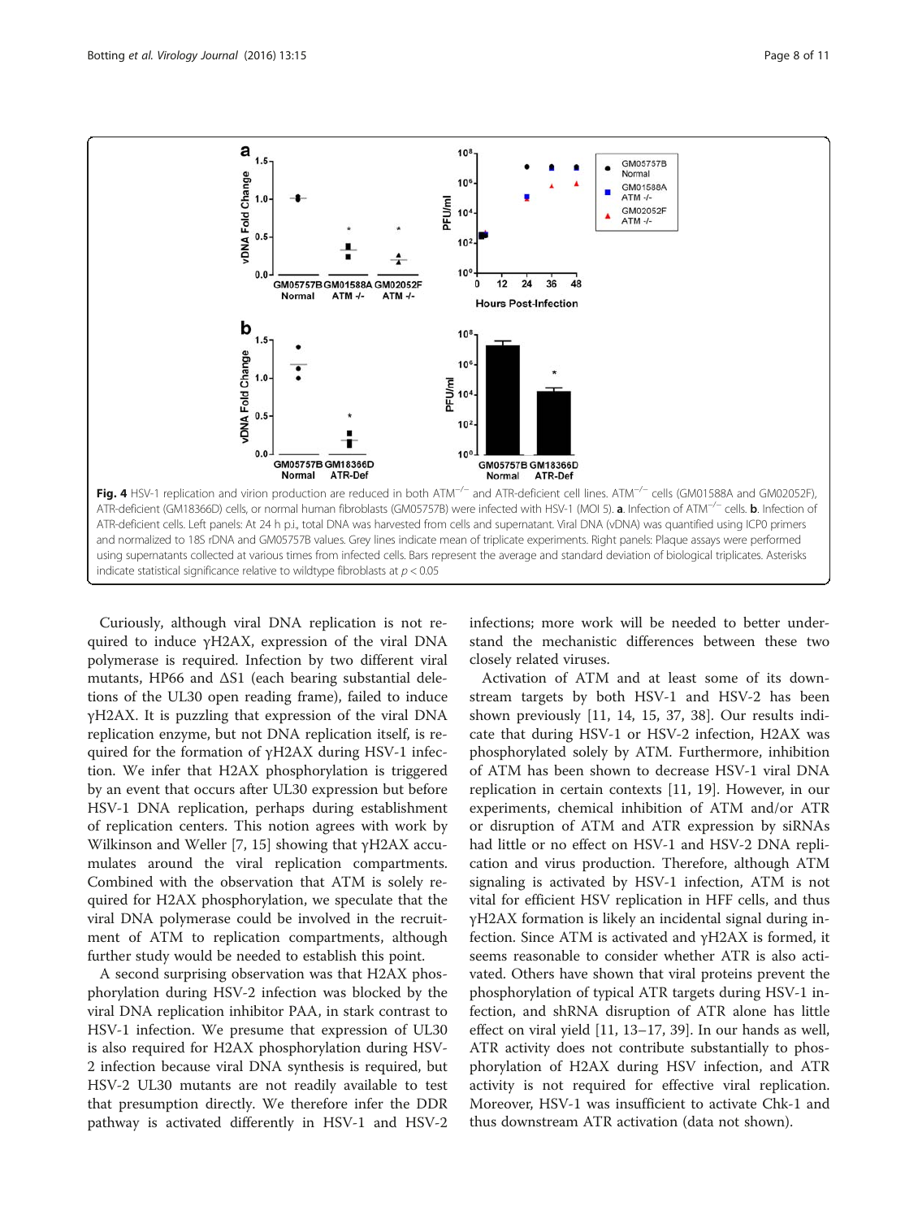**Fig. 4** HSV-1 replication and virion production are reduced in both $ATM^{-/-}$ and ATR-deficient cell lines. $ATM^{-/-}$ cells (GM01588A and GM02052F), ATR-deficient (GM18366D) cells, or normal human fibroblasts (GM05757B) were infected with HSV-1 (MOI 5). **a**. Infection of $ATM^{-/-}$ cells. **b**. Infection of ATR-deficient cells. Left panels: At 24 h p.i., total DNA was harvested from cells and supernatant. Viral DNA (vDNA) was quantified using ICP0 primers and normalized to 18S rDNA and GM05757B values. Grey lines indicate mean of triplicate experiments. Right panels: Plaque assays were performed using supernatants collected at various times from infected cells. Bars represent the average and standard deviation of biological triplicates. Asterisks indicate statistical significance relative to wildtype fibroblasts at $p < 0.05$

Curiously, although viral DNA replication is not required to induce γH2AX, expression of the viral DNA polymerase is required. Infection by two different viral mutants, HP66 and ΔS1 (each bearing substantial deletions of the UL30 open reading frame), failed to induce γH2AX. It is puzzling that expression of the viral DNA replication enzyme, but not DNA replication itself, is required for the formation of γH2AX during HSV-1 infection. We infer that H2AX phosphorylation is triggered by an event that occurs after UL30 expression but before HSV-1 DNA replication, perhaps during establishment of replication centers. This notion agrees with work by Wilkinson and Weller [7, 15] showing that γH2AX accumulates around the viral replication compartments. Combined with the observation that ATM is solely required for H2AX phosphorylation, we speculate that the viral DNA polymerase could be involved in the recruitment of ATM to replication compartments, although further study would be needed to establish this point.

A second surprising observation was that H2AX phosphorylation during HSV-2 infection was blocked by the viral DNA replication inhibitor PAA, in stark contrast to HSV-1 infection. We presume that expression of UL30 is also required for H2AX phosphorylation during HSV-2 infection because viral DNA synthesis is required, but HSV-2 UL30 mutants are not readily available to test that presumption directly. We therefore infer the DDR pathway is activated differently in HSV-1 and HSV-2 infections; more work will be needed to better understand the mechanistic differences between these two closely related viruses.

Activation of ATM and at least some of its downstream targets by both HSV-1 and HSV-2 has been shown previously [11, 14, 15, 37, 38]. Our results indicate that during HSV-1 or HSV-2 infection, H2AX was phosphorylated solely by ATM. Furthermore, inhibition of ATM has been shown to decrease HSV-1 viral DNA replication in certain contexts [11, 19]. However, in our experiments, chemical inhibition of ATM and/or ATR or disruption of ATM and ATR expression by siRNAs had little or no effect on HSV-1 and HSV-2 DNA replication and virus production. Therefore, although ATM signaling is activated by HSV-1 infection, ATM is not vital for efficient HSV replication in HFF cells, and thus γH2AX formation is likely an incidental signal during infection. Since ATM is activated and γH2AX is formed, it seems reasonable to consider whether ATR is also activated. Others have shown that viral proteins prevent the phosphorylation of typical ATR targets during HSV-1 infection, and shRNA disruption of ATR alone has little effect on viral yield [11, 13–17, 39]. In our hands as well, ATR activity does not contribute substantially to phosphorylation of H2AX during HSV infection, and ATR activity is not required for effective viral replication. Moreover, HSV-1 was insufficient to activate Chk-1 and thus downstream ATR activation (data not shown).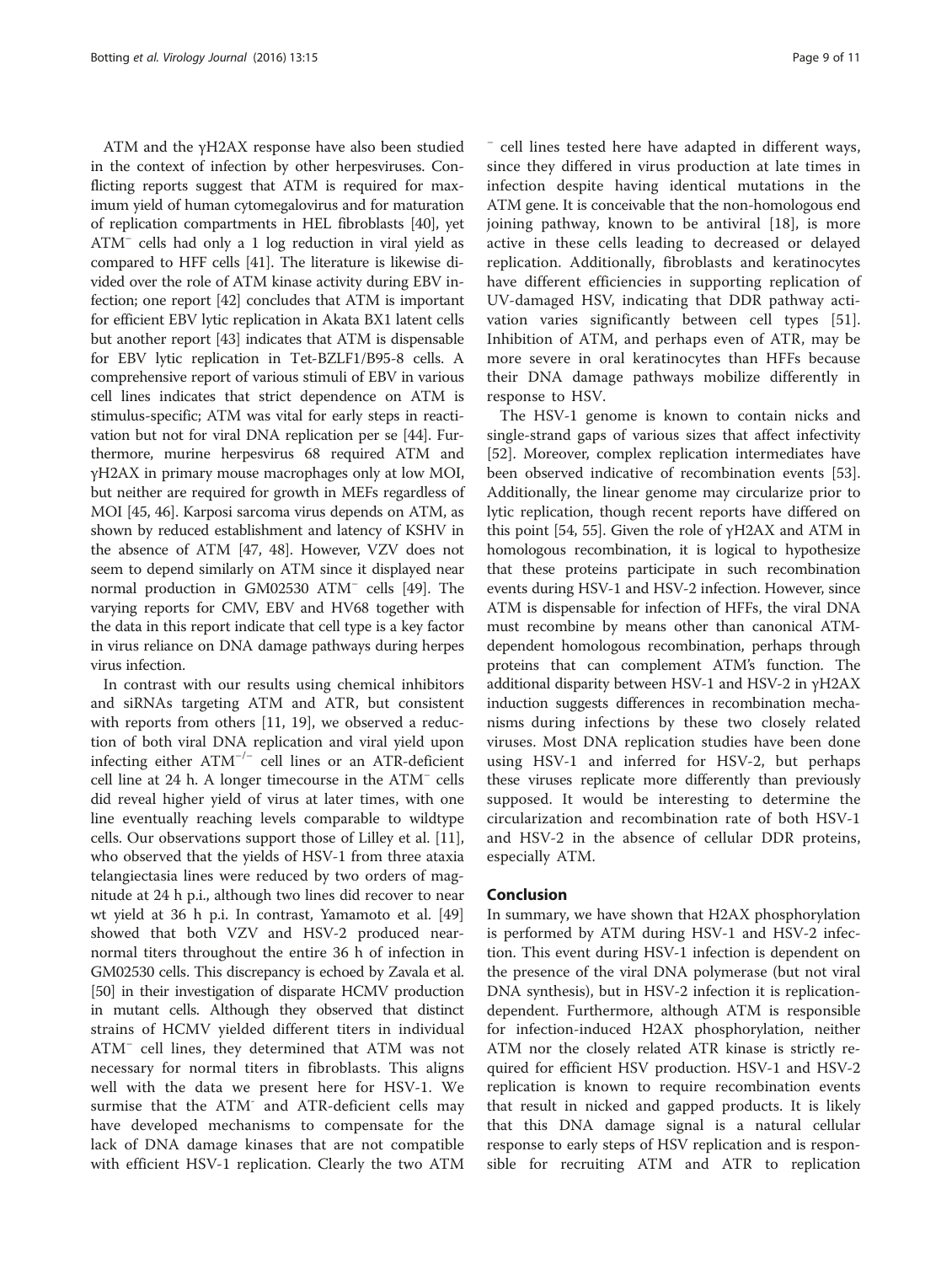ATM and the γH2AX response have also been studied in the context of infection by other herpesviruses. Conflicting reports suggest that ATM is required for maximum yield of human cytomegalovirus and for maturation of replication compartments in HEL fibroblasts [40], yet $ATM^{-}$ cells had only a 1 log reduction in viral yield as compared to HFF cells [41]. The literature is likewise divided over the role of ATM kinase activity during EBV infection; one report [42] concludes that ATM is important for efficient EBV lytic replication in Akata BX1 latent cells but another report [43] indicates that ATM is dispensable for EBV lytic replication in Tet-BZLF1/B95-8 cells. A comprehensive report of various stimuli of EBV in various cell lines indicates that strict dependence on ATM is stimulus-specific; ATM was vital for early steps in reactivation but not for viral DNA replication per se [44]. Furthermore, murine herpesvirus 68 required ATM and γH2AX in primary mouse macrophages only at low MOI, but neither are required for growth in MEFs regardless of MOI [45, 46]. Karposi sarcoma virus depends on ATM, as shown by reduced establishment and latency of KSHV in the absence of ATM [47, 48]. However, VZV does not seem to depend similarly on ATM since it displayed near normal production in GM02530 $ATM^{-}$ cells [49]. The varying reports for CMV, EBV and HV68 together with the data in this report indicate that cell type is a key factor in virus reliance on DNA damage pathways during herpes virus infection.

In contrast with our results using chemical inhibitors and siRNAs targeting ATM and ATR, but consistent with reports from others [11, 19], we observed a reduction of both viral DNA replication and viral yield upon infecting either $ATM^{-/-}$ cell lines or an ATR-deficient cell line at 24 h. A longer timecourse in the $ATM^{-}$ cells did reveal higher yield of virus at later times, with one line eventually reaching levels comparable to wildtype cells. Our observations support those of Lilley et al. [11], who observed that the yields of HSV-1 from three ataxia telangiectasia lines were reduced by two orders of magnitude at 24 h p.i., although two lines did recover to near wt yield at 36 h p.i. In contrast, Yamamoto et al. [49] showed that both VZV and HSV-2 produced near-normal titers throughout the entire 36 h of infection in GM02530 cells. This discrepancy is echoed by Zavala et al. [50] in their investigation of disparate HCMV production in mutant cells. Although they observed that distinct strains of HCMV yielded different titers in individual $ATM^{-}$ cell lines, they determined that ATM was not necessary for normal titers in fibroblasts. This aligns well with the data we present here for HSV-1. We surmise that the $ATM^{-}$ and ATR-deficient cells may have developed mechanisms to compensate for the lack of DNA damage kinases that are not compatible with efficient HSV-1 replication. Clearly the two $ATM^{-}$ cell lines tested here have adapted in different ways, since they differed in virus production at late times in infection despite having identical mutations in the ATM gene. It is conceivable that the non-homologous end joining pathway, known to be antiviral [18], is more active in these cells leading to decreased or delayed replication. Additionally, fibroblasts and keratinocytes have different efficiencies in supporting replication of UV-damaged HSV, indicating that DDR pathway activation varies significantly between cell types [51]. Inhibition of ATM, and perhaps even of ATR, may be more severe in oral keratinocytes than HFFs because their DNA damage pathways mobilize differently in response to HSV.

The HSV-1 genome is known to contain nicks and single-strand gaps of various sizes that affect infectivity [52]. Moreover, complex replication intermediates have been observed indicative of recombination events [53]. Additionally, the linear genome may circularize prior to lytic replication, though recent reports have differed on this point [54, 55]. Given the role of γH2AX and ATM in homologous recombination, it is logical to hypothesize that these proteins participate in such recombination events during HSV-1 and HSV-2 infection. However, since ATM is dispensable for infection of HFFs, the viral DNA must recombine by means other than canonical ATM-dependent homologous recombination, perhaps through proteins that can complement ATM's function. The additional disparity between HSV-1 and HSV-2 in γH2AX induction suggests differences in recombination mechanisms during infections by these two closely related viruses. Most DNA replication studies have been done using HSV-1 and inferred for HSV-2, but perhaps these viruses replicate more differently than previously supposed. It would be interesting to determine the circularization and recombination rate of both HSV-1 and HSV-2 in the absence of cellular DDR proteins, especially ATM.

## Conclusion

In summary, we have shown that H2AX phosphorylation is performed by ATM during HSV-1 and HSV-2 infection. This event during HSV-1 infection is dependent on the presence of the viral DNA polymerase (but not viral DNA synthesis), but in HSV-2 infection it is replication-dependent. Furthermore, although ATM is responsible for infection-induced H2AX phosphorylation, neither ATM nor the closely related ATR kinase is strictly required for efficient HSV production. HSV-1 and HSV-2 replication is known to require recombination events that result in nicked and gapped products. It is likely that this DNA damage signal is a natural cellular response to early steps of HSV replication and is responsible for recruiting ATM and ATR to replication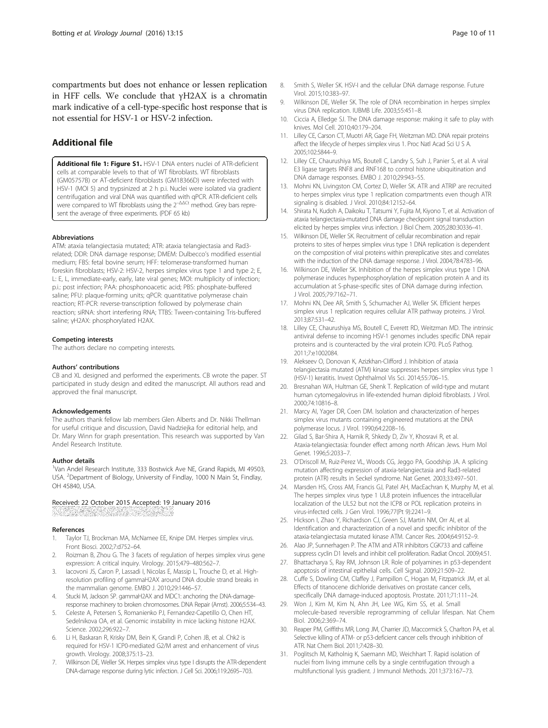compartments but does not enhance or lessen replication in HFF cells. We conclude that γH2AX is a chromatin mark indicative of a cell-type-specific host response that is not essential for HSV-1 or HSV-2 infection.

## Additional file

**Additional file 1: Figure S1.** HSV-1 DNA enters nuclei of ATR-deficient cells at comparable levels to that of WT fibroblasts. WT fibroblasts (GM05757B) or AT-deficient fibroblasts (GM18366D) were infected with HSV-1 (MOI 5) and trypsinized at 2 h p.i. Nuclei were isolated via gradient centrifugation and viral DNA was quantified with qPCR. ATR-deficient cells were compared to WT fibroblasts using the $2^{-\Delta\Delta Ct}$ method. Grey bars represent the average of three experiments. (PDF 65 kb)

#### Abbreviations

ATM: ataxia telangiectasia mutated; ATR: ataxia telangiectasia and Rad3-related; DDR: DNA damage response; DMEM: Dulbecco's modified essential medium; FBS: fetal bovine serum; HFF: telomerase-transformed human foreskin fibroblasts; HSV-2: HSV-2, herpes simplex virus type 1 and type 2; E, L: E, L, immediate-early, early, late viral genes; MOI: multiplicity of infection; p.i.: post infection; PAA: phosphonoacetic acid; PBS: phosphate-buffered saline; PFU: plaque-forming units; qPCR: quantitative polymerase chain reaction; RT-PCR: reverse-transcription followed by polymerase chain reaction; siRNA: short interfering RNA; TTBS: Tween-containing Tris-buffered saline; γH2AX: phosphorylated H2AX.

#### Competing interests

The authors declare no competing interests.

#### Authors' contributions

CB and XL designed and performed the experiments. CB wrote the paper. ST participated in study design and edited the manuscript. All authors read and approved the final manuscript.

#### Acknowledgements

The authors thank fellow lab members Glen Alberts and Dr. Nikki Thellman for useful critique and discussion, David Nadziejka for editorial help, and Dr. Mary Winn for graph presentation. This research was supported by Van Andel Research Institute.

#### Author details

[1]Van Andel Research Institute, 333 Bostwick Ave NE, Grand Rapids, MI 49503, USA. [2]Department of Biology, University of Findlay, 1000 N Main St, Findlay, OH 45840, USA.

Received: 22 October 2015 Accepted: 19 January 2016

#### References

1. Taylor TJ, Brockman MA, McNamee EE, Knipe DM. Herpes simplex virus. Front Biosci. 2002;7:d752–64.
2. Roizman B, Zhou G. The 3 facets of regulation of herpes simplex virus gene expression: A critical inquiry. Virology. 2015;479–480:562–7.
3. Iacovoni JS, Caron P, Lassadi I, Nicolas E, Massip L, Trouche D, et al. High-resolution profiling of gammaH2AX around DNA double strand breaks in the mammalian genome. EMBO J. 2010;29:1446–57.
4. Stucki M, Jackson SP. gammaH2AX and MDC1: anchoring the DNA-damage-response machinery to broken chromosomes. DNA Repair (Amst). 2006;5:534–43.
5. Celeste A, Petersen S, Romanienko PJ, Fernandez-Capetillo O, Chen HT, Sedelnikova OA, et al. Genomic instability in mice lacking histone H2AX. Science. 2002;296:922–7.
6. Li H, Baskaran R, Krisky DM, Bein K, Grandi P, Cohen JB, et al. Chk2 is required for HSV-1 ICP0-mediated G2/M arrest and enhancement of virus growth. Virology. 2008;375:13–23.
7. Wilkinson DE, Weller SK. Herpes simplex virus type I disrupts the ATR-dependent DNA-damage response during lytic infection. J Cell Sci. 2006;119:2695–703.
8. Smith S, Weller SK. HSV-I and the cellular DNA damage response. Future Virol. 2015;10:383–97.
9. Wilkinson DE, Weller SK. The role of DNA recombination in herpes simplex virus DNA replication. IUBMB Life. 2003;55:451–8.
10. Ciccia A, Elledge SJ. The DNA damage response: making it safe to play with knives. Mol Cell. 2010;40:179–204.
11. Lilley CE, Carson CT, Muotri AR, Gage FH, Weitzman MD. DNA repair proteins affect the lifecycle of herpes simplex virus 1. Proc Natl Acad Sci U S A. 2005;102:5844–9.
12. Lilley CE, Chaurushiya MS, Boutell C, Landry S, Suh J, Panier S, et al. A viral E3 ligase targets RNF8 and RNF168 to control histone ubiquitination and DNA damage responses. EMBO J. 2010;29:943–55.
13. Mohni KN, Livingston CM, Cortez D, Weller SK. ATR and ATRIP are recruited to herpes simplex virus type 1 replication compartments even though ATR signaling is disabled. J Virol. 2010;84:12152–64.
14. Shirata N, Kudoh A, Daikoku T, Tatsumi Y, Fujita M, Kiyono T, et al. Activation of ataxia telangiectasia-mutated DNA damage checkpoint signal transduction elicited by herpes simplex virus infection. J Biol Chem. 2005;280:30336–41.
15. Wilkinson DE, Weller SK. Recruitment of cellular recombination and repair proteins to sites of herpes simplex virus type 1 DNA replication is dependent on the composition of viral proteins within prereplicative sites and correlates with the induction of the DNA damage response. J Virol. 2004;78:4783–96.
16. Wilkinson DE, Weller SK. Inhibition of the herpes simplex virus type 1 DNA polymerase induces hyperphosphorylation of replication protein A and its accumulation at S-phase-specific sites of DNA damage during infection. J Virol. 2005;79:7162–71.
17. Mohni KN, Dee AR, Smith S, Schumacher AJ, Weller SK. Efficient herpes simplex virus 1 replication requires cellular ATR pathway proteins. J Virol. 2013;87:531–42.
18. Lilley CE, Chaurushiya MS, Boutell C, Everett RD, Weitzman MD. The intrinsic antiviral defense to incoming HSV-1 genomes includes specific DNA repair proteins and is counteracted by the viral protein ICP0. PLoS Pathog. 2011;7:e1002084.
19. Alekseev O, Donovan K, Azizkhan-Clifford J. Inhibition of ataxia telangiectasia mutated (ATM) kinase suppresses herpes simplex virus type 1 (HSV-1) keratitis. Invest Ophthalmol Vis Sci. 2014;55:706–15.
20. Bresnahan WA, Hultman GE, Shenk T. Replication of wild-type and mutant human cytomegalovirus in life-extended human diploid fibroblasts. J Virol. 2000;74:10816–8.
21. Marcy AI, Yager DR, Coen DM. Isolation and characterization of herpes simplex virus mutants containing engineered mutations at the DNA polymerase locus. J Virol. 1990;64:2208–16.
22. Gilad S, Bar-Shira A, Harnik R, Shkedy D, Ziv Y, Khosravi R, et al. Ataxia-telangiectasia: founder effect among north African Jews. Hum Mol Genet. 1996;5:2033–7.
23. O'Driscoll M, Ruiz-Perez VL, Woods CG, Jeggo PA, Goodship JA. A splicing mutation affecting expression of ataxia-telangiectasia and Rad3-related protein (ATR) results in Seckel syndrome. Nat Genet. 2003;33:497–501.
24. Marsden HS, Cross AM, Francis GJ, Patel AH, MacEachran K, Murphy M, et al. The herpes simplex virus type 1 UL8 protein influences the intracellular localization of the UL52 but not the ICP8 or POL replication proteins in virus-infected cells. J Gen Virol. 1996;77(Pt 9):2241–9.
25. Hickson I, Zhao Y, Richardson CJ, Green SJ, Martin NM, Orr AI, et al. Identification and characterization of a novel and specific inhibitor of the ataxia-telangiectasia mutated kinase ATM. Cancer Res. 2004;64:9152–9.
26. Alao JP, Sunnerhagen P. The ATM and ATR inhibitors CGK733 and caffeine suppress cyclin D1 levels and inhibit cell proliferation. Radiat Oncol. 2009;4:51.
27. Bhattacharya S, Ray RM, Johnson LR. Role of polyamines in p53-dependent apoptosis of intestinal epithelial cells. Cell Signal. 2009;21:509–22.
28. Cuffe S, Dowling CM, Claffey J, Pampillon C, Hogan M, Fitzpatrick JM, et al. Effects of titanocene dichloride derivatives on prostate cancer cells, specifically DNA damage-induced apoptosis. Prostate. 2011;71:111–24.
29. Won J, Kim M, Kim N, Ahn JH, Lee WG, Kim SS, et al. Small molecule-based reversible reprogramming of cellular lifespan. Nat Chem Biol. 2006;2:369–74.
30. Reaper PM, Griffiths MR, Long JM, Charrier JD, Maccormick S, Charlton PA, et al. Selective killing of ATM- or p53-deficient cancer cells through inhibition of ATR. Nat Chem Biol. 2011;7:428–30.
31. Poglitsch M, Katholnig K, Saemann MD, Weichhart T. Rapid isolation of nuclei from living immune cells by a single centrifugation through a multifunctional lysis gradient. J Immunol Methods. 2011;373:167–73.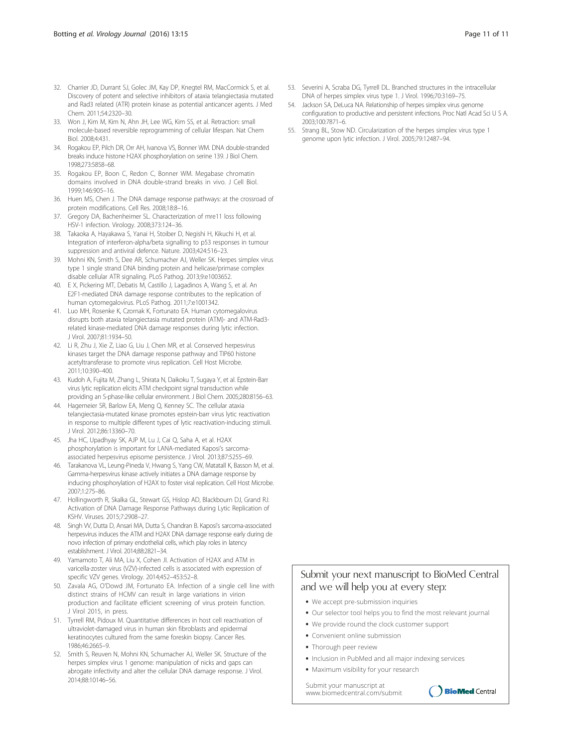32. Charrier JD, Durrant SJ, Golec JM, Kay DP, Knegtel RM, MacCormick S, et al. Discovery of potent and selective inhibitors of ataxia telangiectasia mutated and Rad3 related (ATR) protein kinase as potential anticancer agents. J Med Chem. 2011;54:2320–30.
33. Won J, Kim M, Kim N, Ahn JH, Lee WG, Kim SS, et al. Retraction: small molecule-based reversible reprogramming of cellular lifespan. Nat Chem Biol. 2008;4:431.
34. Rogakou EP, Pilch DR, Orr AH, Ivanova VS, Bonner WM. DNA double-stranded breaks induce histone H2AX phosphorylation on serine 139. J Biol Chem. 1998;273:5858–68.
35. Rogakou EP, Boon C, Redon C, Bonner WM. Megabase chromatin domains involved in DNA double-strand breaks in vivo. J Cell Biol. 1999;146:905–16.
36. Huen MS, Chen J. The DNA damage response pathways: at the crossroad of protein modifications. Cell Res. 2008;18:8–16.
37. Gregory DA, Bachenheimer SL. Characterization of mre11 loss following HSV-1 infection. Virology. 2008;373:124–36.
38. Takaoka A, Hayakawa S, Yanai H, Stoiber D, Negishi H, Kikuchi H, et al. Integration of interferon-alpha/beta signalling to p53 responses in tumour suppression and antiviral defence. Nature. 2003;424:516–23.
39. Mohni KN, Smith S, Dee AR, Schumacher AJ, Weller SK. Herpes simplex virus type 1 single strand DNA binding protein and helicase/primase complex disable cellular ATR signaling. PLoS Pathog. 2013;9:e1003652.
40. E X, Pickering MT, Debatis M, Castillo J, Lagadinos A, Wang S, et al. An E2F1-mediated DNA damage response contributes to the replication of human cytomegalovirus. PLoS Pathog. 2011;7:e1001342.
41. Luo MH, Rosenke K, Czornak K, Fortunato EA. Human cytomegalovirus disrupts both ataxia telangiectasia mutated protein (ATM)- and ATM-Rad3-related kinase-mediated DNA damage responses during lytic infection. J Virol. 2007;81:1934–50.
42. Li R, Zhu J, Xie Z, Liao G, Liu J, Chen MR, et al. Conserved herpesvirus kinases target the DNA damage response pathway and TIP60 histone acetyltransferase to promote virus replication. Cell Host Microbe. 2011;10:390–400.
43. Kudoh A, Fujita M, Zhang L, Shirata N, Daikoku T, Sugaya Y, et al. Epstein-Barr virus lytic replication elicits ATM checkpoint signal transduction while providing an S-phase-like cellular environment. J Biol Chem. 2005;280:8156–63.
44. Hagemeier SR, Barlow EA, Meng Q, Kenney SC. The cellular ataxia telangiectasia-mutated kinase promotes epstein-barr virus lytic reactivation in response to multiple different types of lytic reactivation-inducing stimuli. J Virol. 2012;86:13360–70.
45. Jha HC, Upadhyay SK, AJP M, Lu J, Cai Q, Saha A, et al. H2AX phosphorylation is important for LANA-mediated Kaposi's sarcoma-associated herpesvirus episome persistence. J Virol. 2013;87:5255–69.
46. Tarakanova VL, Leung-Pineda V, Hwang S, Yang CW, Matatall K, Basson M, et al. Gamma-herpesvirus kinase actively initiates a DNA damage response by inducing phosphorylation of H2AX to foster viral replication. Cell Host Microbe. 2007;1:275–86.
47. Hollingworth R, Skalka GL, Stewart GS, Hislop AD, Blackbourn DJ, Grand RJ. Activation of DNA Damage Response Pathways during Lytic Replication of KSHV. Viruses. 2015;7:2908–27.
48. Singh VV, Dutta D, Ansari MA, Dutta S, Chandran B. Kaposi's sarcoma-associated herpesvirus induces the ATM and H2AX DNA damage response early during de novo infection of primary endothelial cells, which play roles in latency establishment. J Virol. 2014;88:2821–34.
49. Yamamoto T, Ali MA, Liu X, Cohen JI. Activation of H2AX and ATM in varicella-zoster virus (VZV)-infected cells is associated with expression of specific VZV genes. Virology. 2014;452–453:52–8.
50. Zavala AG, O'Dowd JM, Fortunato EA. Infection of a single cell line with distinct strains of HCMV can result in large variations in virion production and facilitate efficient screening of virus protein function. J Virol 2015, in press.
51. Tyrrell RM, Pidoux M. Quantitative differences in host cell reactivation of ultraviolet-damaged virus in human skin fibroblasts and epidermal keratinocytes cultured from the same foreskin biopsy. Cancer Res. 1986;46:2665–9.
52. Smith S, Reuven N, Mohni KN, Schumacher AJ, Weller SK. Structure of the herpes simplex virus 1 genome: manipulation of nicks and gaps can abrogate infectivity and alter the cellular DNA damage response. J Virol. 2014;88:10146–56.
53. Severini A, Scraba DG, Tyrrell DL. Branched structures in the intracellular DNA of herpes simplex virus type 1. J Virol. 1996;70:3169–75.
54. Jackson SA, DeLuca NA. Relationship of herpes simplex virus genome configuration to productive and persistent infections. Proc Natl Acad Sci U S A. 2003;100:7871–6.
55. Strang BL, Stow ND. Circularization of the herpes simplex virus type 1 genome upon lytic infection. J Virol. 2005;79:12487–94.

Submit your next manuscript to BioMed Central and we will help you at every step:

- We accept pre-submission inquiries
- Our selector tool helps you to find the most relevant journal
- We provide round the clock customer support
- Convenient online submission
- Thorough peer review
- Inclusion in PubMed and all major indexing services
- Maximum visibility for your research

Submit your manuscript at www.biomedcentral.com/submit

BioMed Central